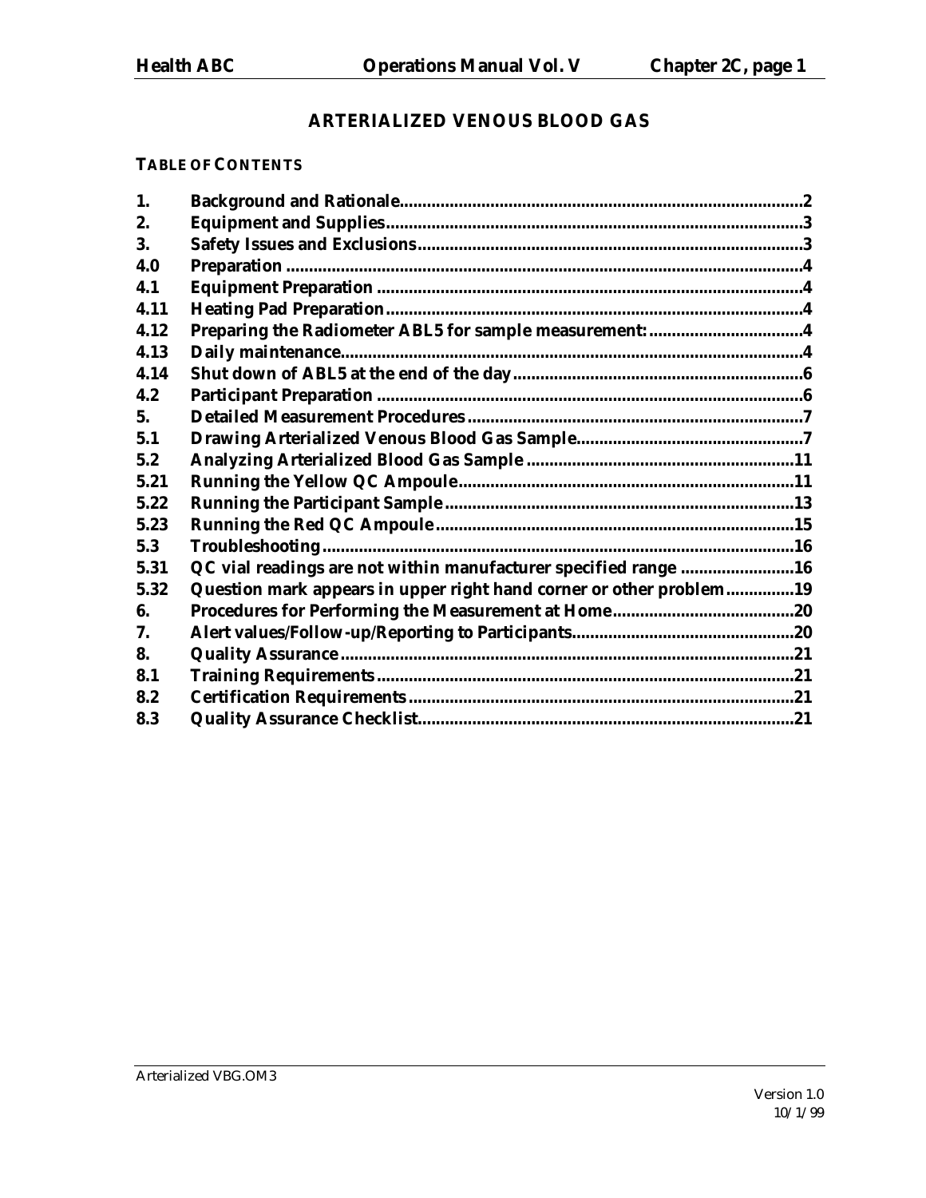# ARTERIALIZED VENOUS BLOOD GAS

**TABLE OF CONTENTS**

| | | |
|---|---|---|
| **1.** | **Background and Rationale** | **2** |
| **2.** | **Equipment and Supplies** | **3** |
| **3.** | **Safety Issues and Exclusions** | **3** |
| **4.0** | **Preparation** | **4** |
| **4.1** | **Equipment Preparation** | **4** |
| **4.11** | **Heating Pad Preparation** | **4** |
| **4.12** | **Preparing the Radiometer ABL5 for sample measurement:** | **4** |
| **4.13** | **Daily maintenance** | **4** |
| **4.14** | **Shut down of ABL5 at the end of the day** | **6** |
| **4.2** | **Participant Preparation** | **6** |
| **5.** | **Detailed Measurement Procedures** | **7** |
| **5.1** | **Drawing Arterialized Venous Blood Gas Sample** | **7** |
| **5.2** | **Analyzing Arterialized Blood Gas Sample** | **11** |
| **5.21** | **Running the Yellow QC Ampoule** | **11** |
| **5.22** | **Running the Participant Sample** | **13** |
| **5.23** | **Running the Red QC Ampoule** | **15** |
| **5.3** | **Troubleshooting** | **16** |
| **5.31** | **QC vial readings are not within manufacturer specified range** | **16** |
| **5.32** | **Question mark appears in upper right hand corner or other problem** | **19** |
| **6.** | **Procedures for Performing the Measurement at Home** | **20** |
| **7.** | **Alert values/Follow-up/Reporting to Participants** | **20** |
| **8.** | **Quality Assurance** | **21** |
| **8.1** | **Training Requirements** | **21** |
| **8.2** | **Certification Requirements** | **21** |
| **8.3** | **Quality Assurance Checklist** | **21** |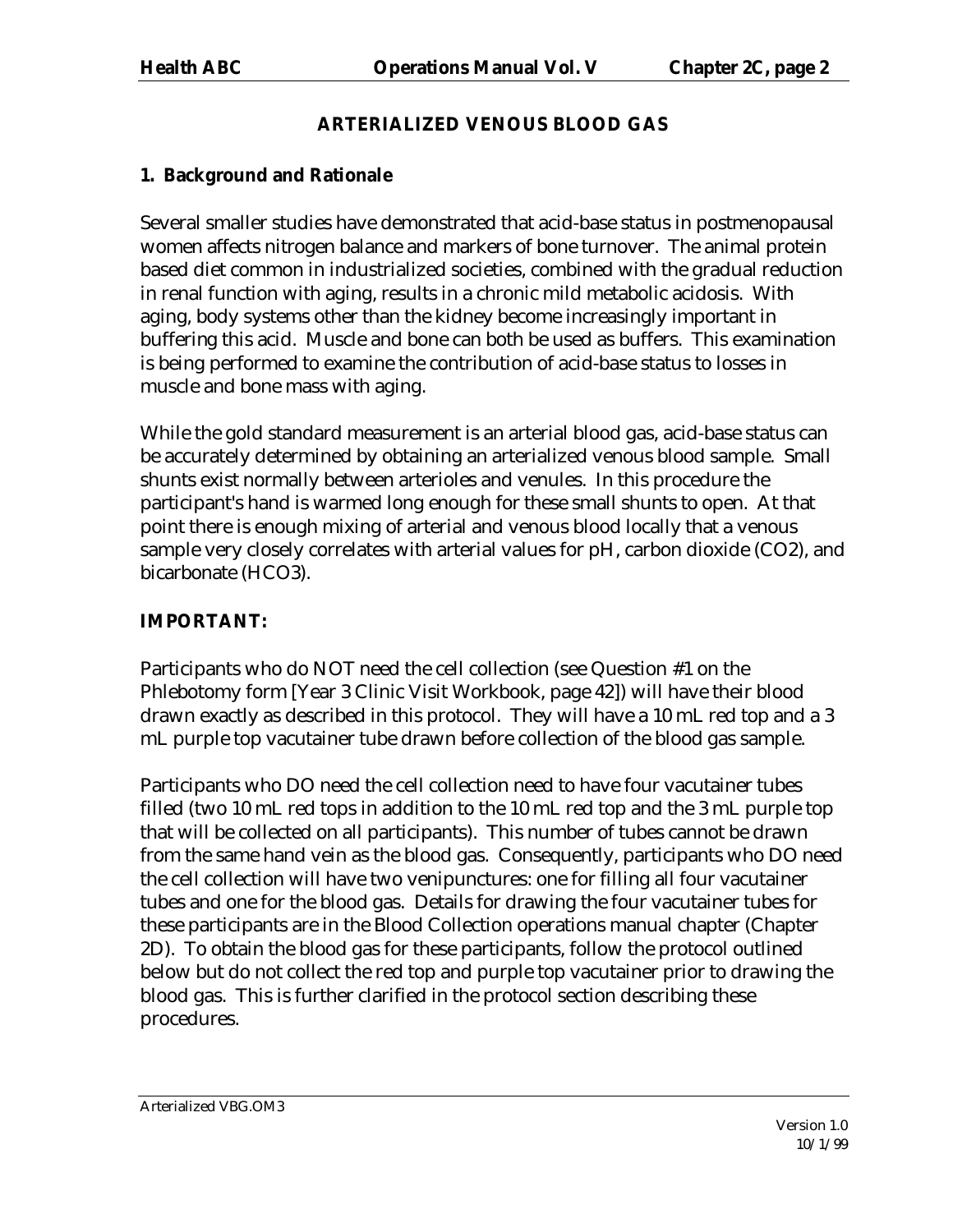## ARTERIALIZED VENOUS BLOOD GAS

### 1. Background and Rationale

Several smaller studies have demonstrated that acid-base status in postmenopausal women affects nitrogen balance and markers of bone turnover. The animal protein based diet common in industrialized societies, combined with the gradual reduction in renal function with aging, results in a chronic mild metabolic acidosis. With aging, body systems other than the kidney become increasingly important in buffering this acid. Muscle and bone can both be used as buffers. This examination is being performed to examine the contribution of acid-base status to losses in muscle and bone mass with aging.

While the gold standard measurement is an arterial blood gas, acid-base status can be accurately determined by obtaining an arterialized venous blood sample. Small shunts exist normally between arterioles and venules. In this procedure the participant's hand is warmed long enough for these small shunts to open. At that point there is enough mixing of arterial and venous blood locally that a venous sample very closely correlates with arterial values for pH, carbon dioxide ($CO_2$), and bicarbonate ($HCO_3$).

**IMPORTANT:**

Participants who do NOT need the cell collection (see Question #1 on the Phlebotomy form [Year 3 Clinic Visit Workbook, page 42]) will have their blood drawn exactly as described in this protocol. They will have a 10 mL red top and a 3 mL purple top vacutainer tube drawn before collection of the blood gas sample.

Participants who DO need the cell collection need to have four vacutainer tubes filled (two 10 mL red tops in addition to the 10 mL red top and the 3 mL purple top that will be collected on all participants). This number of tubes cannot be drawn from the same hand vein as the blood gas. Consequently, participants who DO need the cell collection will have two venipunctures: one for filling all four vacutainer tubes and one for the blood gas. Details for drawing the four vacutainer tubes for these participants are in the Blood Collection operations manual chapter (Chapter 2D). To obtain the blood gas for these participants, follow the protocol outlined below but do not collect the red top and purple top vacutainer prior to drawing the blood gas. This is further clarified in the protocol section describing these procedures.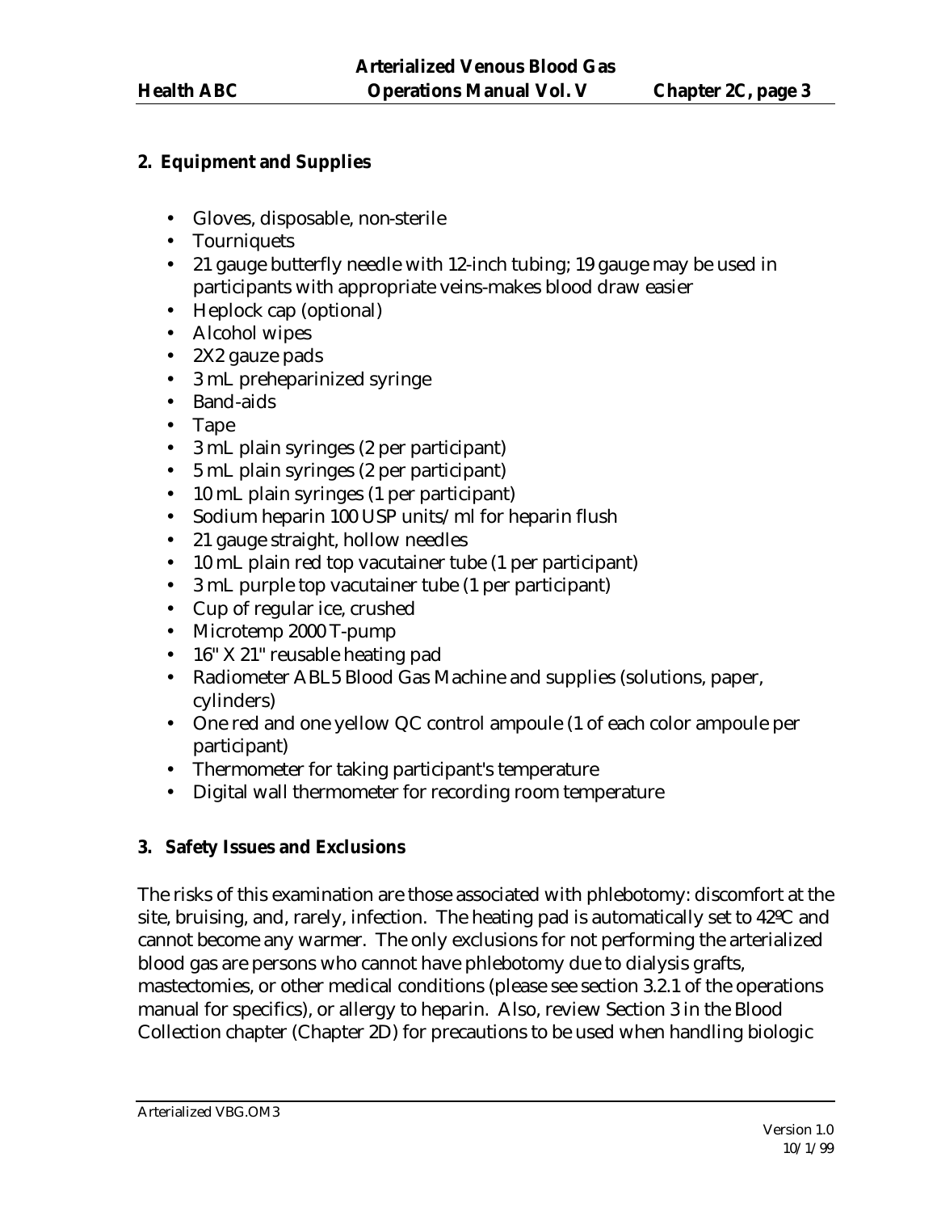## 2. Equipment and Supplies

- Gloves, disposable, non-sterile
- Tourniquets
- 21 gauge butterfly needle with 12-inch tubing; 19 gauge may be used in participants with appropriate veins-makes blood draw easier
- Heplock cap (optional)
- Alcohol wipes
- 2X2 gauze pads
- 3 mL preheparinized syringe
- Band-aids
- Tape
- 3 mL plain syringes (2 per participant)
- 5 mL plain syringes (2 per participant)
- 10 mL plain syringes (1 per participant)
- Sodium heparin 100 USP units/ml for heparin flush
- 21 gauge straight, hollow needles
- 10 mL plain red top vacutainer tube (1 per participant)
- 3 mL purple top vacutainer tube (1 per participant)
- Cup of regular ice, crushed
- Microtemp 2000 T-pump
- 16" X 21" reusable heating pad
- Radiometer ABL5 Blood Gas Machine and supplies (solutions, paper, cylinders)
- One red and one yellow QC control ampoule (1 of each color ampoule per participant)
- Thermometer for taking participant's temperature
- Digital wall thermometer for recording room temperature

## 3. Safety Issues and Exclusions

The risks of this examination are those associated with phlebotomy: discomfort at the site, bruising, and, rarely, infection. The heating pad is automatically set to 42ºC and cannot become any warmer. The only exclusions for not performing the arterialized blood gas are persons who cannot have phlebotomy due to dialysis grafts, mastectomies, or other medical conditions (please see section 3.2.1 of the operations manual for specifics), or allergy to heparin. Also, review Section 3 in the Blood Collection chapter (Chapter 2D) for precautions to be used when handling biologic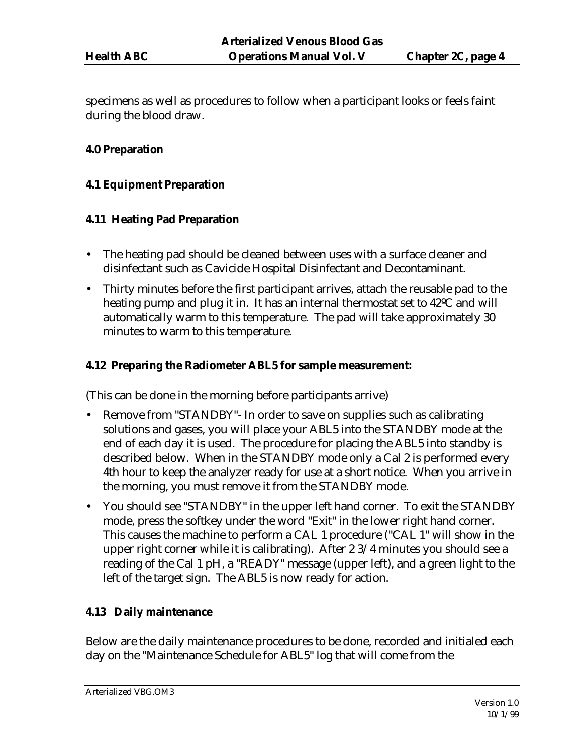specimens as well as procedures to follow when a participant looks or feels faint during the blood draw.

## 4.0 Preparation

### 4.1 Equipment Preparation

#### 4.11 Heating Pad Preparation

- The heating pad should be cleaned between uses with a surface cleaner and disinfectant such as Cavicide Hospital Disinfectant and Decontaminant.
- Thirty minutes before the first participant arrives, attach the reusable pad to the heating pump and plug it in. It has an internal thermostat set to 42ºC and will automatically warm to this temperature. The pad will take approximately 30 minutes to warm to this temperature.

#### 4.12 Preparing the Radiometer ABL5 for sample measurement:

(This can be done in the morning before participants arrive)

- Remove from "STANDBY"- In order to save on supplies such as calibrating solutions and gases, you will place your ABL5 into the STANDBY mode at the end of each day it is used. The procedure for placing the ABL5 into standby is described below. When in the STANDBY mode only a Cal 2 is performed every 4th hour to keep the analyzer ready for use at a short notice. When you arrive in the morning, you must remove it from the STANDBY mode.
- You should see "STANDBY" in the upper left hand corner. To exit the STANDBY mode, press the softkey under the word "Exit" in the lower right hand corner. This causes the machine to perform a CAL 1 procedure ("CAL 1" will show in the upper right corner while it is calibrating). After 2 3/4 minutes you should see a reading of the Cal 1 pH, a "READY" message (upper left), and a green light to the left of the target sign. The ABL5 is now ready for action.

#### 4.13 Daily maintenance

Below are the daily maintenance procedures to be done, recorded and initialed each day on the "Maintenance Schedule for ABL5" log that will come from the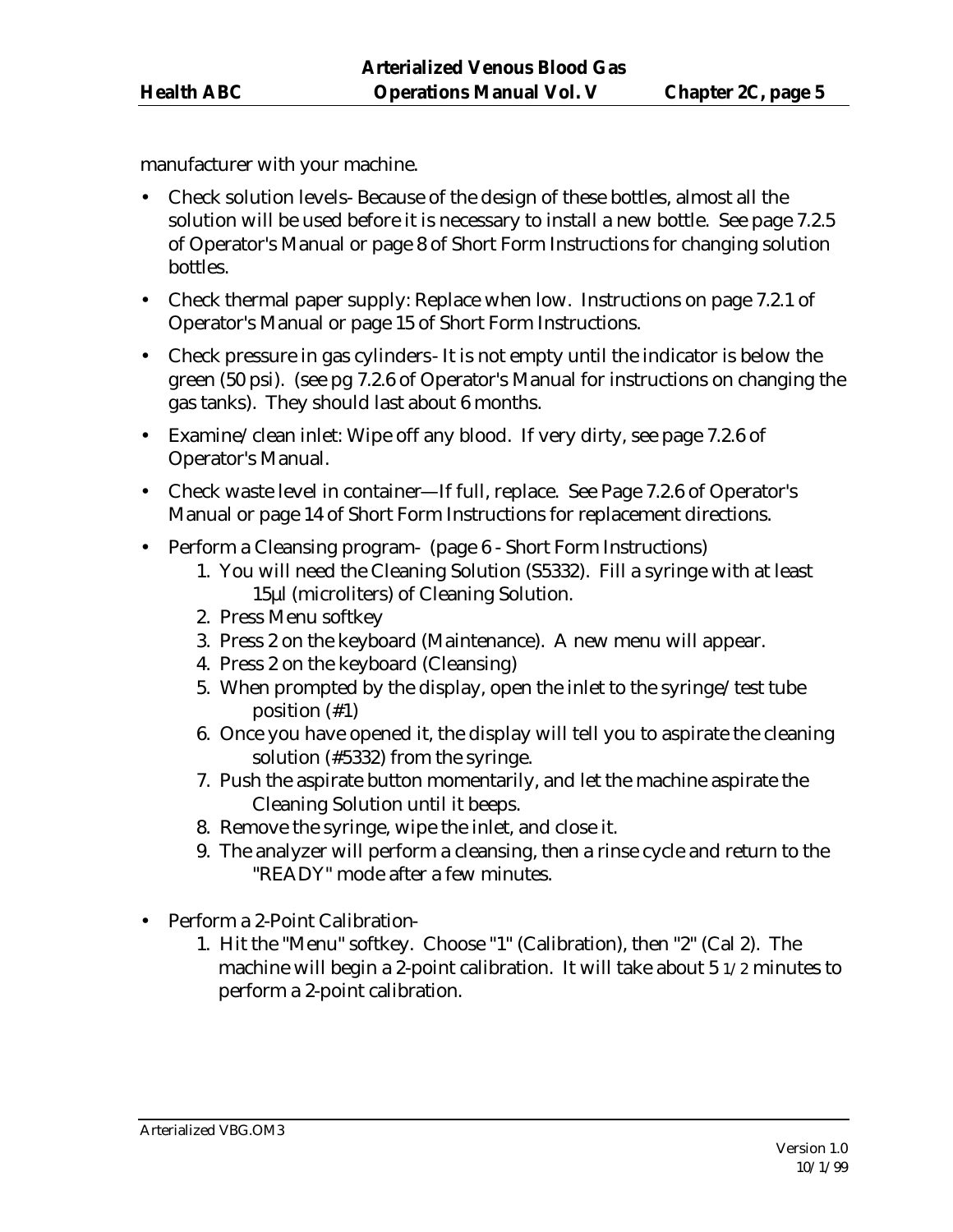manufacturer with your machine.

- Check solution levels- Because of the design of these bottles, almost all the solution will be used before it is necessary to install a new bottle. See page 7.2.5 of Operator's Manual or page 8 of Short Form Instructions for changing solution bottles.
- Check thermal paper supply: Replace when low. Instructions on page 7.2.1 of Operator's Manual or page 15 of Short Form Instructions.
- Check pressure in gas cylinders- It is not empty until the indicator is below the green (50 psi). (see pg 7.2.6 of Operator's Manual for instructions on changing the gas tanks). They should last about 6 months.
- Examine/clean inlet: Wipe off any blood. If very dirty, see page 7.2.6 of Operator's Manual.
- Check waste level in container—If full, replace. See Page 7.2.6 of Operator's Manual or page 14 of Short Form Instructions for replacement directions.
- Perform a Cleansing program- (page 6 - Short Form Instructions)
  1. You will need the Cleaning Solution (S5332). Fill a syringe with at least 15µl (microliters) of Cleaning Solution.
  2. Press Menu softkey
  3. Press 2 on the keyboard (Maintenance). A new menu will appear.
  4. Press 2 on the keyboard (Cleansing)
  5. When prompted by the display, open the inlet to the syringe/test tube position (#1)
  6. Once you have opened it, the display will tell you to aspirate the cleaning solution (#5332) from the syringe.
  7. Push the aspirate button momentarily, and let the machine aspirate the Cleaning Solution until it beeps.
  8. Remove the syringe, wipe the inlet, and close it.
  9. The analyzer will perform a cleansing, then a rinse cycle and return to the "READY" mode after a few minutes.
- Perform a 2-Point Calibration-
  1. Hit the "Menu" softkey. Choose "1" (Calibration), then "2" (Cal 2). The machine will begin a 2-point calibration. It will take about 5 1/2 minutes to perform a 2-point calibration.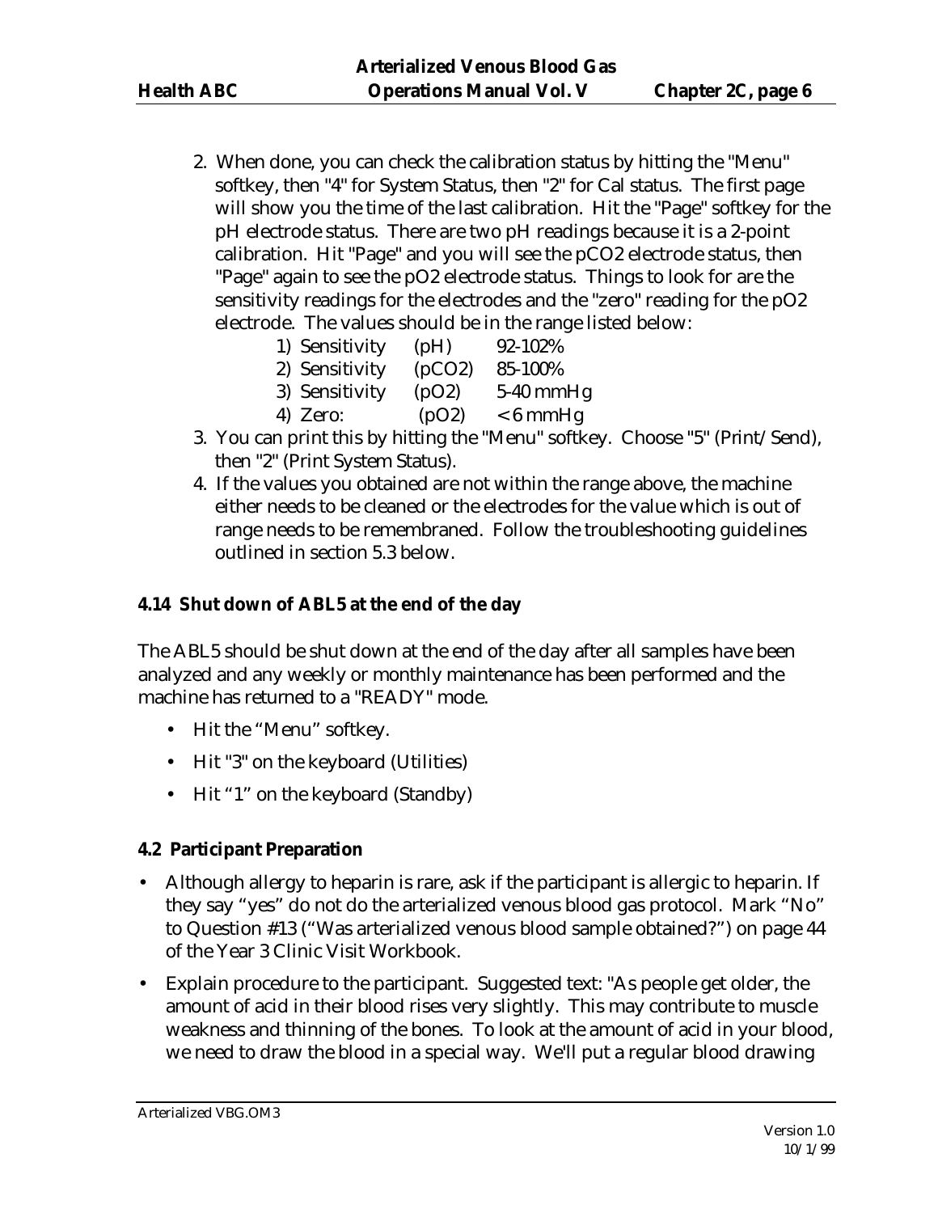2. When done, you can check the calibration status by hitting the "Menu" softkey, then "4" for System Status, then "2" for Cal status. The first page will show you the time of the last calibration. Hit the "Page" softkey for the pH electrode status. There are two pH readings because it is a 2-point calibration. Hit "Page" and you will see the pCO2 electrode status, then "Page" again to see the pO2 electrode status. Things to look for are the sensitivity readings for the electrodes and the "zero" reading for the pO2 electrode. The values should be in the range listed below:
   1) Sensitivity (pH) 92-102%
   2) Sensitivity (pCO2) 85-100%
   3) Sensitivity (pO2) 5-40 mmHg
   4) Zero: (pO2) < 6 mmHg
3. You can print this by hitting the "Menu" softkey. Choose "5" (Print/Send), then "2" (Print System Status).
4. If the values you obtained are not within the range above, the machine either needs to be cleaned or the electrodes for the value which is out of range needs to be remembraned. Follow the troubleshooting guidelines outlined in section 5.3 below.

### 4.14 Shut down of ABL5 at the end of the day

The ABL5 should be shut down at the end of the day after all samples have been analyzed and any weekly or monthly maintenance has been performed and the machine has returned to a "READY" mode.

- Hit the “Menu” softkey.
- Hit "3" on the keyboard (Utilities)
- Hit “1” on the keyboard (Standby)

### 4.2 Participant Preparation

- Although allergy to heparin is rare, ask if the participant is allergic to heparin. If they say “yes” do not do the arterialized venous blood gas protocol. Mark “No” to Question #13 (“Was arterialized venous blood sample obtained?”) on page 44 of the Year 3 Clinic Visit Workbook.
- Explain procedure to the participant. Suggested text: "As people get older, the amount of acid in their blood rises very slightly. This may contribute to muscle weakness and thinning of the bones. To look at the amount of acid in your blood, we need to draw the blood in a special way. We'll put a regular blood drawing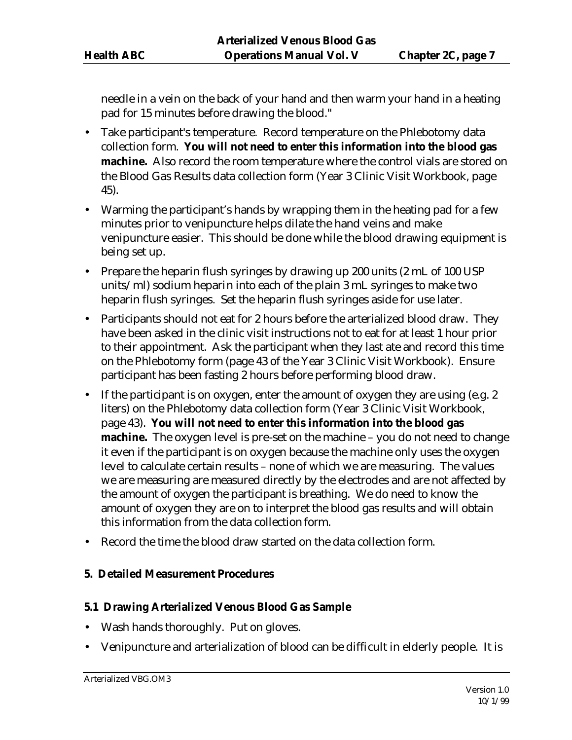needle in a vein on the back of your hand and then warm your hand in a heating pad for 15 minutes before drawing the blood."

- Take participant's temperature. Record temperature on the Phlebotomy data collection form. **You will not need to enter this information into the blood gas machine.** Also record the room temperature where the control vials are stored on the Blood Gas Results data collection form (Year 3 Clinic Visit Workbook, page 45).
- Warming the participant's hands by wrapping them in the heating pad for a few minutes prior to venipuncture helps dilate the hand veins and make venipuncture easier. This should be done while the blood drawing equipment is being set up.
- Prepare the heparin flush syringes by drawing up 200 units (2 mL of 100 USP units/ml) sodium heparin into each of the plain 3 mL syringes to make two heparin flush syringes. Set the heparin flush syringes aside for use later.
- Participants should not eat for 2 hours before the arterialized blood draw. They have been asked in the clinic visit instructions not to eat for at least 1 hour prior to their appointment. Ask the participant when they last ate and record this time on the Phlebotomy form (page 43 of the Year 3 Clinic Visit Workbook). Ensure participant has been fasting 2 hours before performing blood draw.
- If the participant is on oxygen, enter the amount of oxygen they are using (e.g. 2 liters) on the Phlebotomy data collection form (Year 3 Clinic Visit Workbook, page 43). **You will not need to enter this information into the blood gas machine.** The oxygen level is pre-set on the machine – you do not need to change it even if the participant is on oxygen because the machine only uses the oxygen level to calculate certain results – none of which we are measuring. The values we are measuring are measured directly by the electrodes and are not affected by the amount of oxygen the participant is breathing. We do need to know the amount of oxygen they are on to interpret the blood gas results and will obtain this information from the data collection form.
- Record the time the blood draw started on the data collection form.

## 5. Detailed Measurement Procedures

### 5.1 Drawing Arterialized Venous Blood Gas Sample

- Wash hands thoroughly. Put on gloves.
- Venipuncture and arterialization of blood can be difficult in elderly people. It is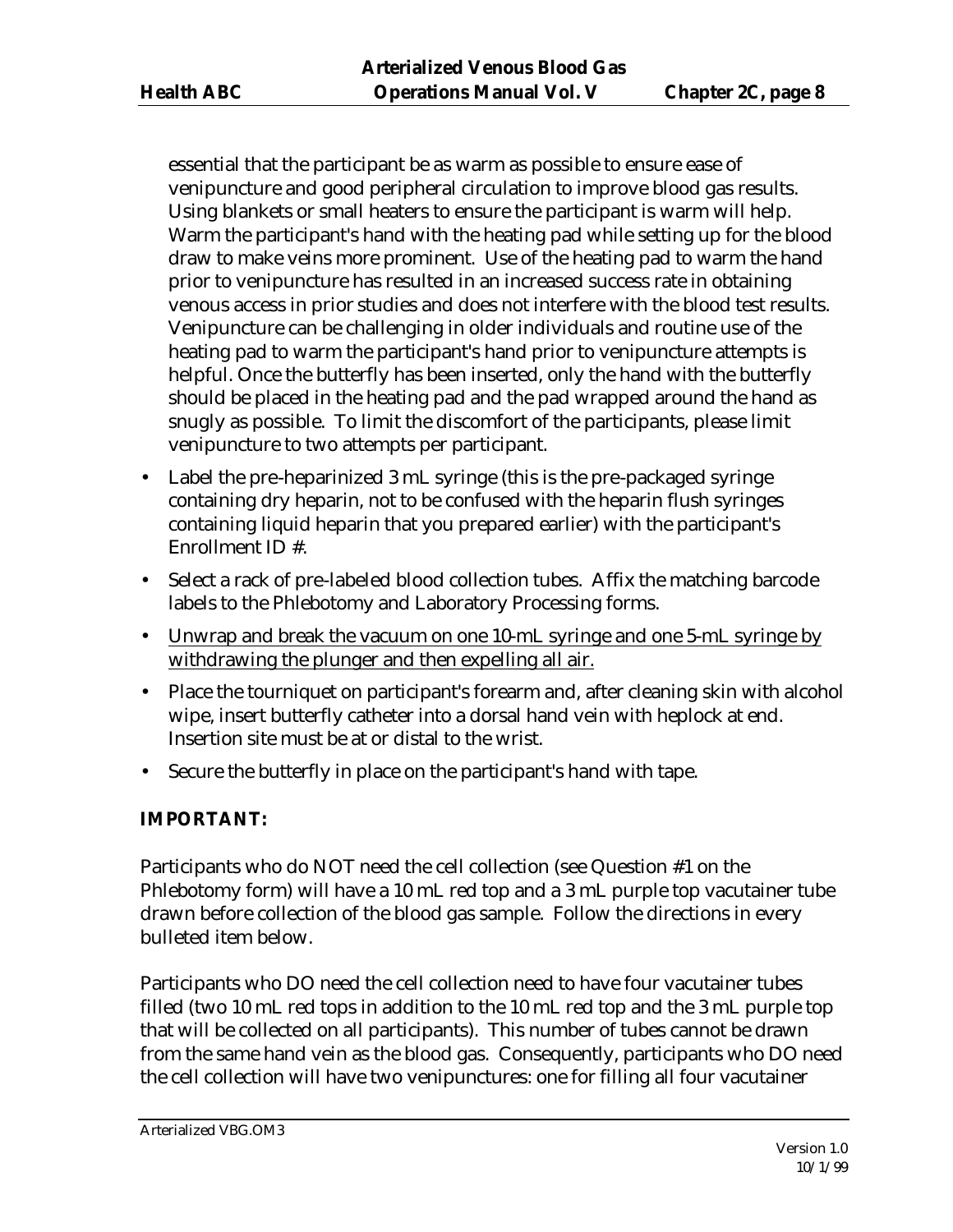essential that the participant be as warm as possible to ensure ease of venipuncture and good peripheral circulation to improve blood gas results. Using blankets or small heaters to ensure the participant is warm will help. Warm the participant's hand with the heating pad while setting up for the blood draw to make veins more prominent. Use of the heating pad to warm the hand prior to venipuncture has resulted in an increased success rate in obtaining venous access in prior studies and does not interfere with the blood test results. Venipuncture can be challenging in older individuals and routine use of the heating pad to warm the participant's hand prior to venipuncture attempts is helpful. Once the butterfly has been inserted, only the hand with the butterfly should be placed in the heating pad and the pad wrapped around the hand as snugly as possible. To limit the discomfort of the participants, please limit venipuncture to two attempts per participant.

- Label the pre-heparinized 3 mL syringe (this is the pre-packaged syringe containing dry heparin, not to be confused with the heparin flush syringes containing liquid heparin that you prepared earlier) with the participant's Enrollment ID #.
- Select a rack of pre-labeled blood collection tubes. Affix the matching barcode labels to the Phlebotomy and Laboratory Processing forms.
- <u>Unwrap and break the vacuum on one 10-mL syringe and one 5-mL syringe by withdrawing the plunger and then expelling all air.</u>
- Place the tourniquet on participant's forearm and, after cleaning skin with alcohol wipe, insert butterfly catheter into a dorsal hand vein with heplock at end. Insertion site must be at or distal to the wrist.
- Secure the butterfly in place on the participant's hand with tape.

**IMPORTANT:**

Participants who do NOT need the cell collection (see Question #1 on the Phlebotomy form) will have a 10 mL red top and a 3 mL purple top vacutainer tube drawn before collection of the blood gas sample. Follow the directions in every bulleted item below.

Participants who DO need the cell collection need to have four vacutainer tubes filled (two 10 mL red tops in addition to the 10 mL red top and the 3 mL purple top that will be collected on all participants). This number of tubes cannot be drawn from the same hand vein as the blood gas. Consequently, participants who DO need the cell collection will have two venipunctures: one for filling all four vacutainer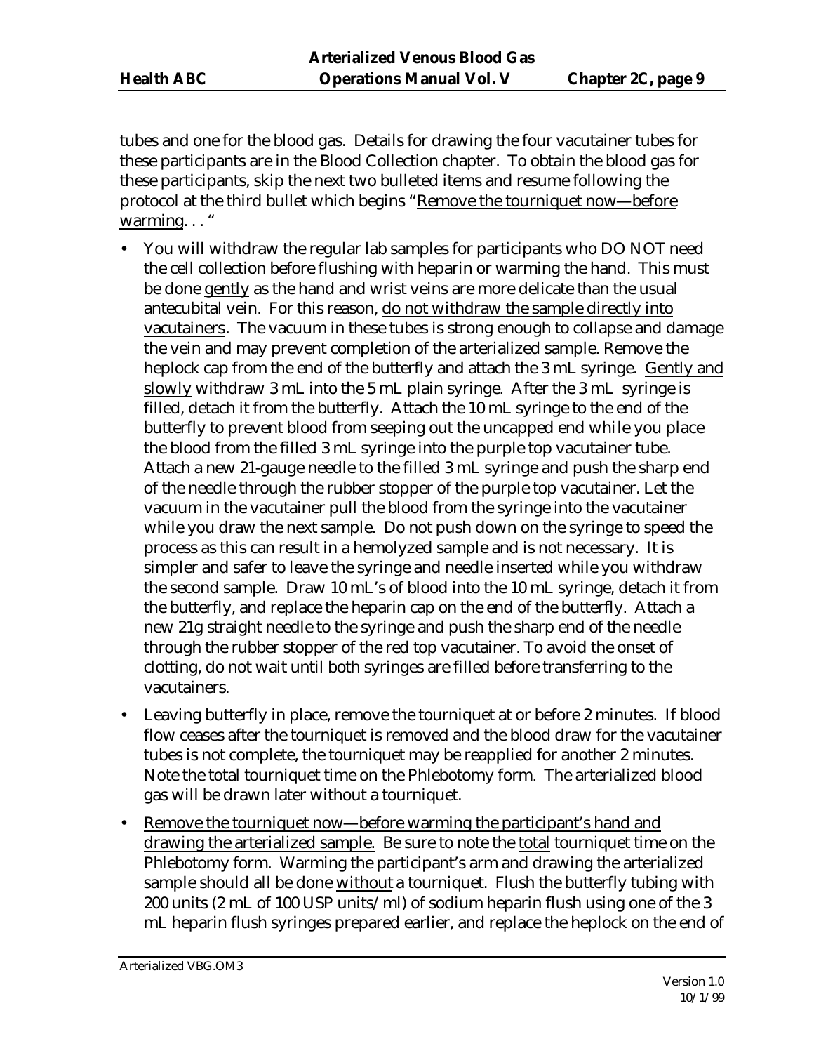tubes and one for the blood gas. Details for drawing the four vacutainer tubes for these participants are in the Blood Collection chapter. To obtain the blood gas for these participants, skip the next two bulleted items and resume following the protocol at the third bullet which begins "Remove the tourniquet now—before warming. . . "

- You will withdraw the regular lab samples for participants who DO NOT need the cell collection before flushing with heparin or warming the hand. This must be done gently as the hand and wrist veins are more delicate than the usual antecubital vein. For this reason, do not withdraw the sample directly into vacutainers. The vacuum in these tubes is strong enough to collapse and damage the vein and may prevent completion of the arterialized sample. Remove the heplock cap from the end of the butterfly and attach the 3 mL syringe. Gently and slowly withdraw 3 mL into the 5 mL plain syringe. After the 3 mL syringe is filled, detach it from the butterfly. Attach the 10 mL syringe to the end of the butterfly to prevent blood from seeping out the uncapped end while you place the blood from the filled 3 mL syringe into the purple top vacutainer tube. Attach a new 21-gauge needle to the filled 3 mL syringe and push the sharp end of the needle through the rubber stopper of the purple top vacutainer. Let the vacuum in the vacutainer pull the blood from the syringe into the vacutainer while you draw the next sample. Do not push down on the syringe to speed the process as this can result in a hemolyzed sample and is not necessary. It is simpler and safer to leave the syringe and needle inserted while you withdraw the second sample. Draw 10 mL's of blood into the 10 mL syringe, detach it from the butterfly, and replace the heparin cap on the end of the butterfly. Attach a new 21g straight needle to the syringe and push the sharp end of the needle through the rubber stopper of the red top vacutainer. To avoid the onset of clotting, do not wait until both syringes are filled before transferring to the vacutainers.
- Leaving butterfly in place, remove the tourniquet at or before 2 minutes. If blood flow ceases after the tourniquet is removed and the blood draw for the vacutainer tubes is not complete, the tourniquet may be reapplied for another 2 minutes. Note the total tourniquet time on the Phlebotomy form. The arterialized blood gas will be drawn later without a tourniquet.
- Remove the tourniquet now—before warming the participant's hand and drawing the arterialized sample. Be sure to note the total tourniquet time on the Phlebotomy form. Warming the participant's arm and drawing the arterialized sample should all be done without a tourniquet. Flush the butterfly tubing with 200 units (2 mL of 100 USP units/ml) of sodium heparin flush using one of the 3 mL heparin flush syringes prepared earlier, and replace the heplock on the end of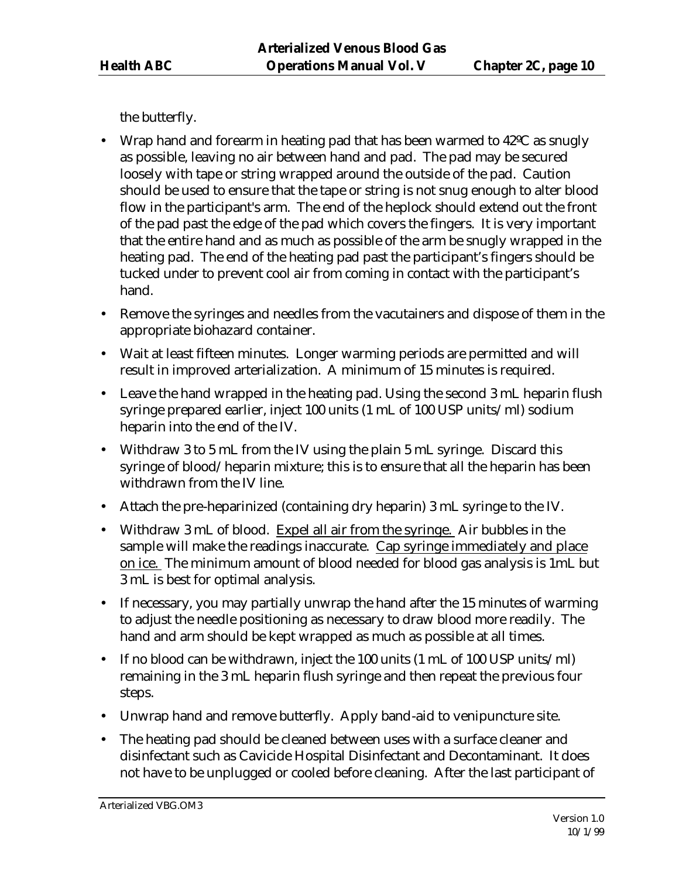the butterfly.

- Wrap hand and forearm in heating pad that has been warmed to 42ºC as snugly as possible, leaving no air between hand and pad. The pad may be secured loosely with tape or string wrapped around the outside of the pad. Caution should be used to ensure that the tape or string is not snug enough to alter blood flow in the participant's arm. The end of the heplock should extend out the front of the pad past the edge of the pad which covers the fingers. It is very important that the entire hand and as much as possible of the arm be snugly wrapped in the heating pad. The end of the heating pad past the participant's fingers should be tucked under to prevent cool air from coming in contact with the participant's hand.
- Remove the syringes and needles from the vacutainers and dispose of them in the appropriate biohazard container.
- Wait at least fifteen minutes. Longer warming periods are permitted and will result in improved arterialization. A minimum of 15 minutes is required.
- Leave the hand wrapped in the heating pad. Using the second 3 mL heparin flush syringe prepared earlier, inject 100 units (1 mL of 100 USP units/ml) sodium heparin into the end of the IV.
- Withdraw 3 to 5 mL from the IV using the plain 5 mL syringe. Discard this syringe of blood/heparin mixture; this is to ensure that all the heparin has been withdrawn from the IV line.
- Attach the pre-heparinized (containing dry heparin) 3 mL syringe to the IV.
- Withdraw 3 mL of blood. <u>Expel all air from the syringe.</u> Air bubbles in the sample will make the readings inaccurate. <u>Cap syringe immediately and place on ice.</u> The minimum amount of blood needed for blood gas analysis is 1mL but 3 mL is best for optimal analysis.
- If necessary, you may partially unwrap the hand after the 15 minutes of warming to adjust the needle positioning as necessary to draw blood more readily. The hand and arm should be kept wrapped as much as possible at all times.
- If no blood can be withdrawn, inject the 100 units (1 mL of 100 USP units/ml) remaining in the 3 mL heparin flush syringe and then repeat the previous four steps.
- Unwrap hand and remove butterfly. Apply band-aid to venipuncture site.
- The heating pad should be cleaned between uses with a surface cleaner and disinfectant such as Cavicide Hospital Disinfectant and Decontaminant. It does not have to be unplugged or cooled before cleaning. After the last participant of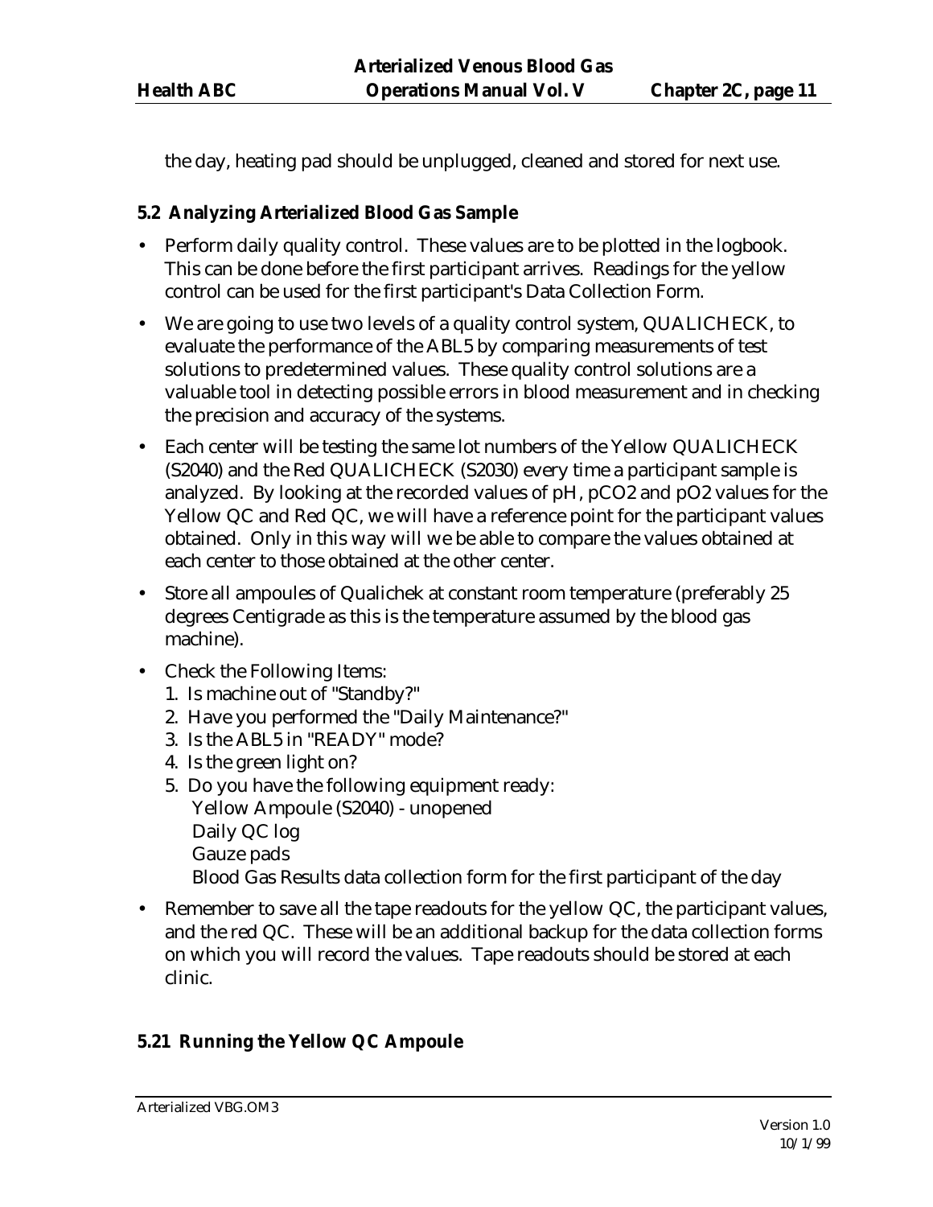the day, heating pad should be unplugged, cleaned and stored for next use.

### 5.2 Analyzing Arterialized Blood Gas Sample

- Perform daily quality control. These values are to be plotted in the logbook. This can be done before the first participant arrives. Readings for the yellow control can be used for the first participant's Data Collection Form.
- We are going to use two levels of a quality control system, QUALICHECK, to evaluate the performance of the ABL5 by comparing measurements of test solutions to predetermined values. These quality control solutions are a valuable tool in detecting possible errors in blood measurement and in checking the precision and accuracy of the systems.
- Each center will be testing the same lot numbers of the Yellow QUALICHECK (S2040) and the Red QUALICHECK (S2030) every time a participant sample is analyzed. By looking at the recorded values of pH, pCO2 and pO2 values for the Yellow QC and Red QC, we will have a reference point for the participant values obtained. Only in this way will we be able to compare the values obtained at each center to those obtained at the other center.
- Store all ampoules of Qualichek at constant room temperature (preferably 25 degrees Centigrade as this is the temperature assumed by the blood gas machine).
- Check the Following Items:
  1. Is machine out of "Standby?"
  2. Have you performed the "Daily Maintenance?"
  3. Is the ABL5 in "READY" mode?
  4. Is the green light on?
  5. Do you have the following equipment ready:
     Yellow Ampoule (S2040) - unopened
     Daily QC log
     Gauze pads
     Blood Gas Results data collection form for the first participant of the day
- Remember to save all the tape readouts for the yellow QC, the participant values, and the red QC. These will be an additional backup for the data collection forms on which you will record the values. Tape readouts should be stored at each clinic.

### 5.21 Running the Yellow QC Ampoule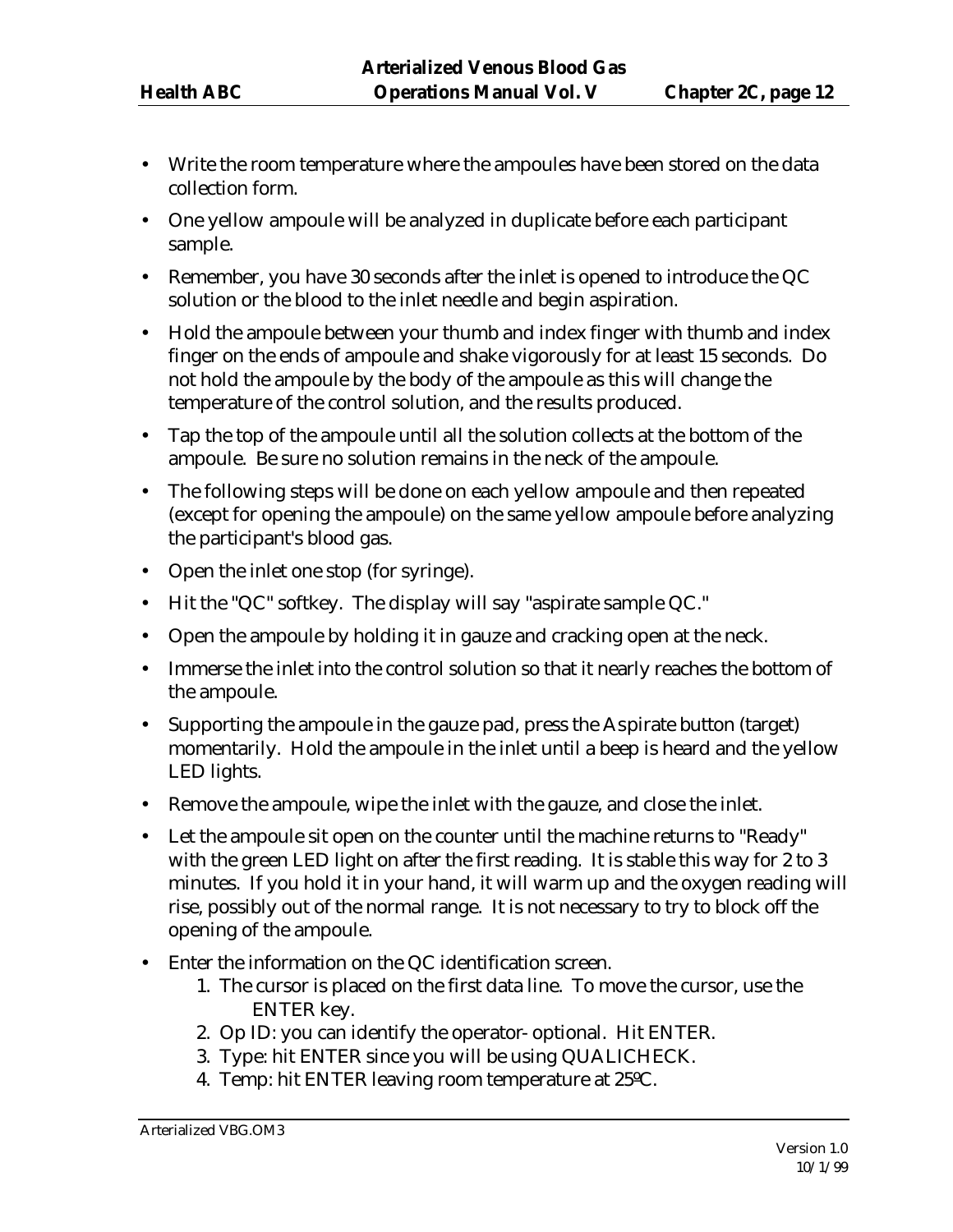- Write the room temperature where the ampoules have been stored on the data collection form.
- One yellow ampoule will be analyzed in duplicate before each participant sample.
- Remember, you have 30 seconds after the inlet is opened to introduce the QC solution or the blood to the inlet needle and begin aspiration.
- Hold the ampoule between your thumb and index finger with thumb and index finger on the ends of ampoule and shake vigorously for at least 15 seconds. Do not hold the ampoule by the body of the ampoule as this will change the temperature of the control solution, and the results produced.
- Tap the top of the ampoule until all the solution collects at the bottom of the ampoule. Be sure no solution remains in the neck of the ampoule.
- The following steps will be done on each yellow ampoule and then repeated (except for opening the ampoule) on the same yellow ampoule before analyzing the participant's blood gas.
- Open the inlet one stop (for syringe).
- Hit the "QC" softkey. The display will say "aspirate sample QC."
- Open the ampoule by holding it in gauze and cracking open at the neck.
- Immerse the inlet into the control solution so that it nearly reaches the bottom of the ampoule.
- Supporting the ampoule in the gauze pad, press the Aspirate button (target) momentarily. Hold the ampoule in the inlet until a beep is heard and the yellow LED lights.
- Remove the ampoule, wipe the inlet with the gauze, and close the inlet.
- Let the ampoule sit open on the counter until the machine returns to "Ready" with the green LED light on after the first reading. It is stable this way for 2 to 3 minutes. If you hold it in your hand, it will warm up and the oxygen reading will rise, possibly out of the normal range. It is not necessary to try to block off the opening of the ampoule.
- Enter the information on the QC identification screen.
    1. The cursor is placed on the first data line. To move the cursor, use the ENTER key.
    2. Op ID: you can identify the operator- optional. Hit ENTER.
    3. Type: hit ENTER since you will be using QUALICHECK.
    4. Temp: hit ENTER leaving room temperature at 25ºC.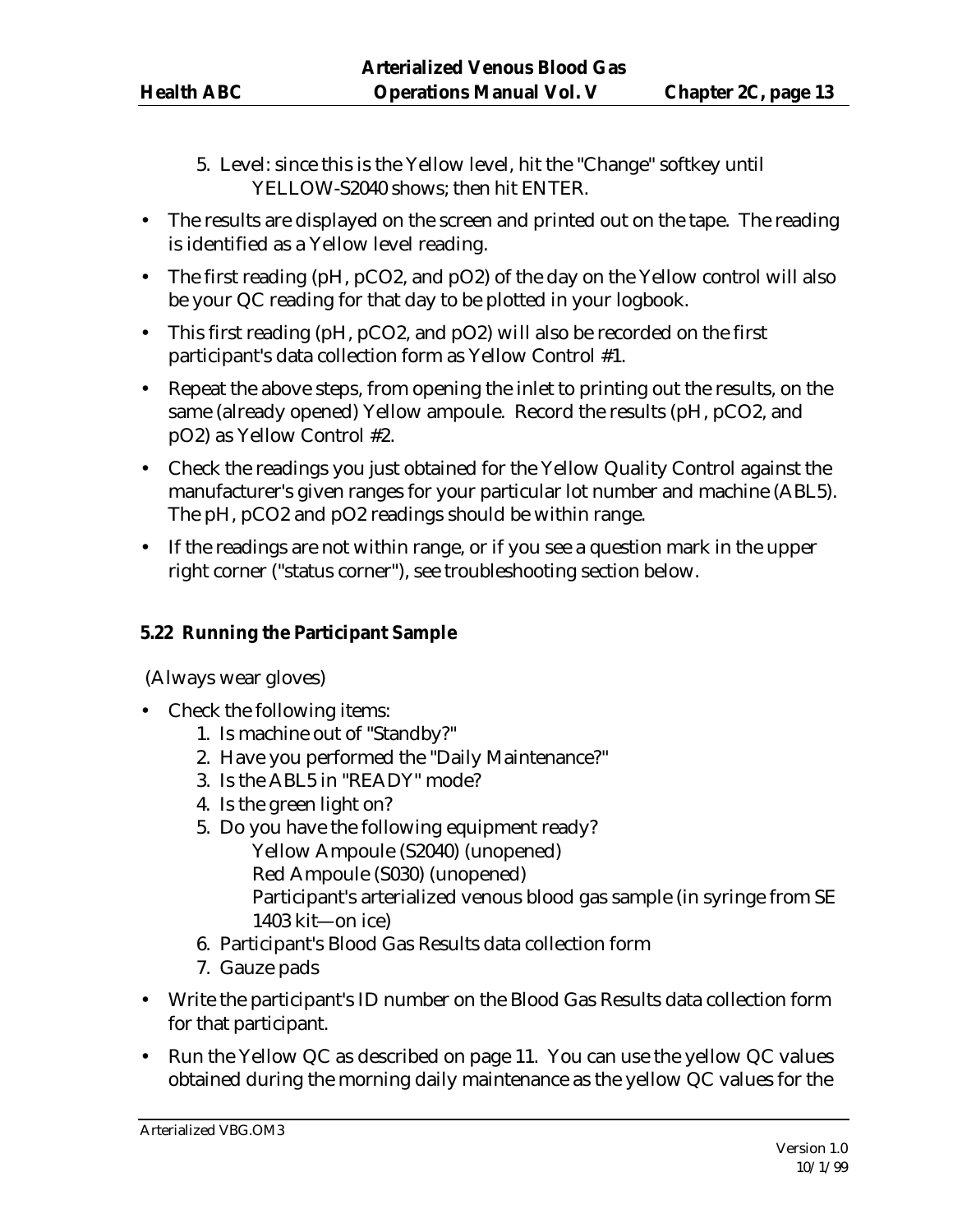5. Level: since this is the Yellow level, hit the "Change" softkey until YELLOW-S2040 shows; then hit ENTER.

- The results are displayed on the screen and printed out on the tape. The reading is identified as a Yellow level reading.
- The first reading (pH, pCO2, and pO2) of the day on the Yellow control will also be your QC reading for that day to be plotted in your logbook.
- This first reading (pH, pCO2, and pO2) will also be recorded on the first participant's data collection form as Yellow Control #1.
- Repeat the above steps, from opening the inlet to printing out the results, on the same (already opened) Yellow ampoule. Record the results (pH, pCO2, and pO2) as Yellow Control #2.
- Check the readings you just obtained for the Yellow Quality Control against the manufacturer's given ranges for your particular lot number and machine (ABL5). The pH, pCO2 and pO2 readings should be within range.
- If the readings are not within range, or if you see a question mark in the upper right corner ("status corner"), see troubleshooting section below.

### 5.22 Running the Participant Sample

(Always wear gloves)

- Check the following items:
  1. Is machine out of "Standby?"
  2. Have you performed the "Daily Maintenance?"
  3. Is the ABL5 in "READY" mode?
  4. Is the green light on?
  5. Do you have the following equipment ready?
     - Yellow Ampoule (S2040) (unopened)
     - Red Ampoule (S030) (unopened)
     - Participant's arterialized venous blood gas sample (in syringe from SE 1403 kit—on ice)
  6. Participant's Blood Gas Results data collection form
  7. Gauze pads
- Write the participant's ID number on the Blood Gas Results data collection form for that participant.
- Run the Yellow QC as described on page 11. You can use the yellow QC values obtained during the morning daily maintenance as the yellow QC values for the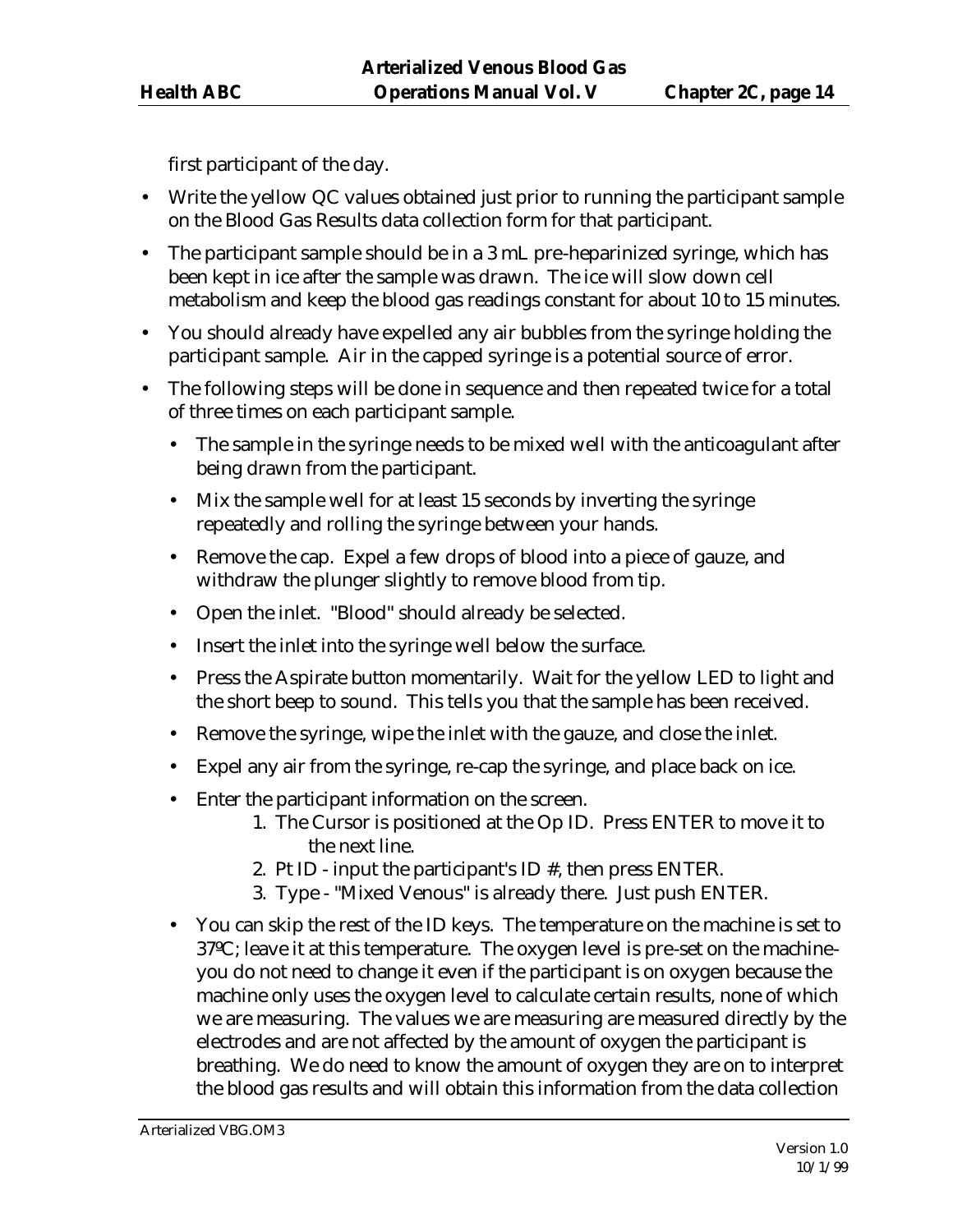first participant of the day.

- Write the yellow QC values obtained just prior to running the participant sample on the Blood Gas Results data collection form for that participant.
- The participant sample should be in a 3 mL pre-heparinized syringe, which has been kept in ice after the sample was drawn. The ice will slow down cell metabolism and keep the blood gas readings constant for about 10 to 15 minutes.
- You should already have expelled any air bubbles from the syringe holding the participant sample. Air in the capped syringe is a potential source of error.
- The following steps will be done in sequence and then repeated twice for a total of three times on each participant sample.
  - The sample in the syringe needs to be mixed well with the anticoagulant after being drawn from the participant.
  - Mix the sample well for at least 15 seconds by inverting the syringe repeatedly and rolling the syringe between your hands.
  - Remove the cap. Expel a few drops of blood into a piece of gauze, and withdraw the plunger slightly to remove blood from tip.
  - Open the inlet. "Blood" should already be selected.
  - Insert the inlet into the syringe well below the surface.
  - Press the Aspirate button momentarily. Wait for the yellow LED to light and the short beep to sound. This tells you that the sample has been received.
  - Remove the syringe, wipe the inlet with the gauze, and close the inlet.
  - Expel any air from the syringe, re-cap the syringe, and place back on ice.
  - Enter the participant information on the screen.
    1. The Cursor is positioned at the Op ID. Press ENTER to move it to the next line.
    2. Pt ID - input the participant's ID #, then press ENTER.
    3. Type - "Mixed Venous" is already there. Just push ENTER.
- You can skip the rest of the ID keys. The temperature on the machine is set to 37ºC; leave it at this temperature. The oxygen level is pre-set on the machine-you do not need to change it even if the participant is on oxygen because the machine only uses the oxygen level to calculate certain results, none of which we are measuring. The values we are measuring are measured directly by the electrodes and are not affected by the amount of oxygen the participant is breathing. We do need to know the amount of oxygen they are on to interpret the blood gas results and will obtain this information from the data collection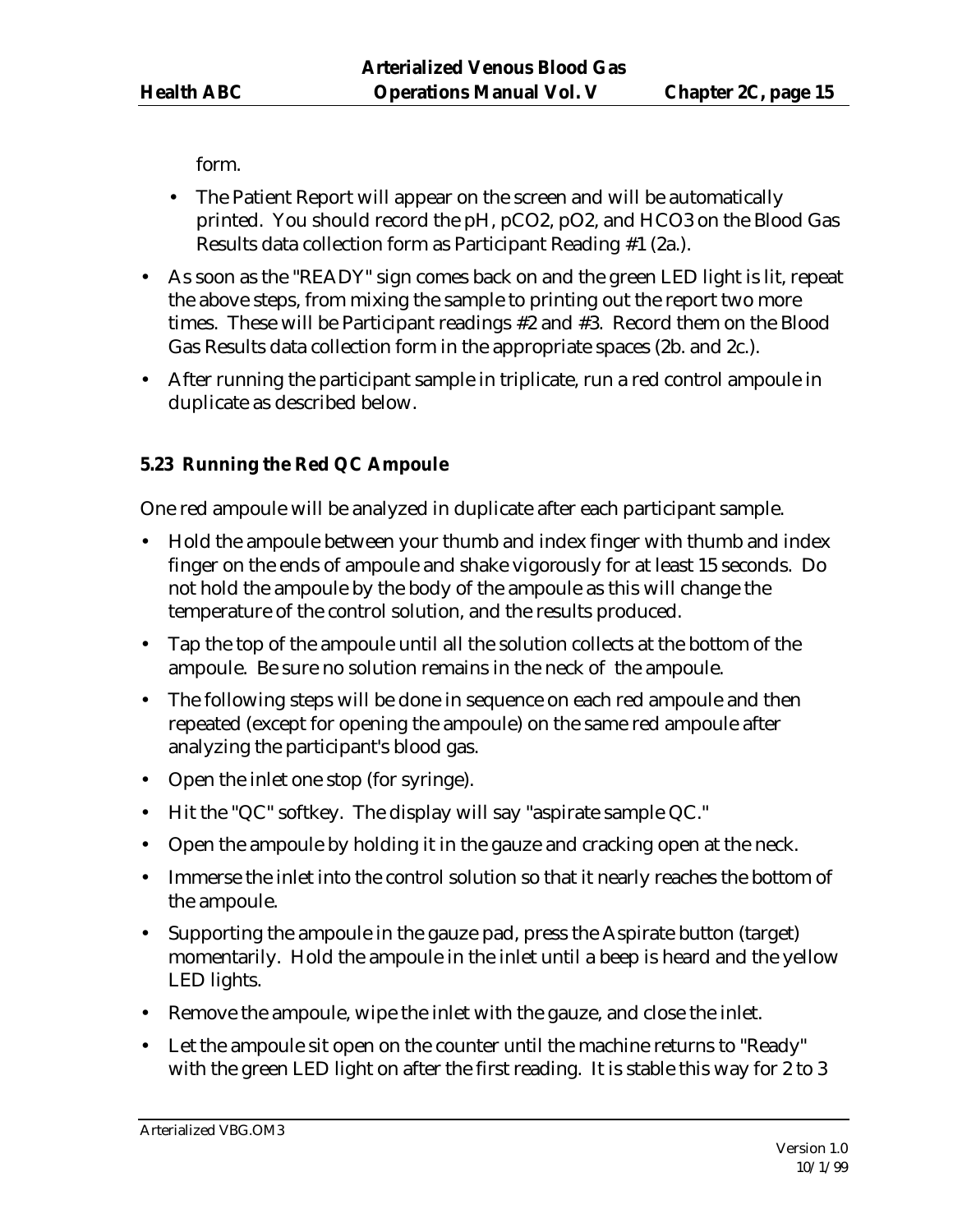form.

- The Patient Report will appear on the screen and will be automatically printed. You should record the pH, pCO2, pO2, and HCO3 on the Blood Gas Results data collection form as Participant Reading #1 (2a.).

- As soon as the "READY" sign comes back on and the green LED light is lit, repeat the above steps, from mixing the sample to printing out the report two more times. These will be Participant readings #2 and #3. Record them on the Blood Gas Results data collection form in the appropriate spaces (2b. and 2c.).
- After running the participant sample in triplicate, run a red control ampoule in duplicate as described below.

### 5.23 Running the Red QC Ampoule

One red ampoule will be analyzed in duplicate after each participant sample.

- Hold the ampoule between your thumb and index finger with thumb and index finger on the ends of ampoule and shake vigorously for at least 15 seconds. Do not hold the ampoule by the body of the ampoule as this will change the temperature of the control solution, and the results produced.
- Tap the top of the ampoule until all the solution collects at the bottom of the ampoule. Be sure no solution remains in the neck of the ampoule.
- The following steps will be done in sequence on each red ampoule and then repeated (except for opening the ampoule) on the same red ampoule after analyzing the participant's blood gas.
- Open the inlet one stop (for syringe).
- Hit the "QC" softkey. The display will say "aspirate sample QC."
- Open the ampoule by holding it in the gauze and cracking open at the neck.
- Immerse the inlet into the control solution so that it nearly reaches the bottom of the ampoule.
- Supporting the ampoule in the gauze pad, press the Aspirate button (target) momentarily. Hold the ampoule in the inlet until a beep is heard and the yellow LED lights.
- Remove the ampoule, wipe the inlet with the gauze, and close the inlet.
- Let the ampoule sit open on the counter until the machine returns to "Ready" with the green LED light on after the first reading. It is stable this way for 2 to 3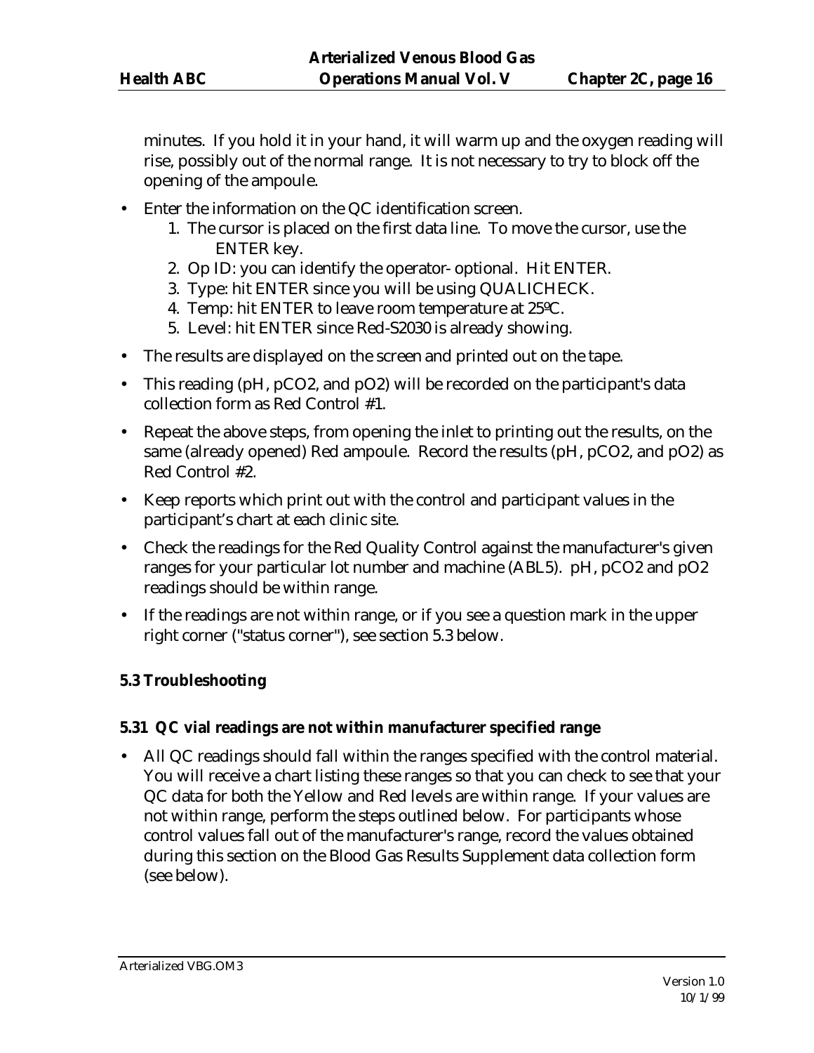minutes. If you hold it in your hand, it will warm up and the oxygen reading will rise, possibly out of the normal range. It is not necessary to try to block off the opening of the ampoule.

- Enter the information on the QC identification screen.
  1. The cursor is placed on the first data line. To move the cursor, use the ENTER key.
  2. Op ID: you can identify the operator- optional. Hit ENTER.
  3. Type: hit ENTER since you will be using QUALICHECK.
  4. Temp: hit ENTER to leave room temperature at 25ºC.
  5. Level: hit ENTER since Red-S2030 is already showing.
- The results are displayed on the screen and printed out on the tape.
- This reading (pH, pCO2, and pO2) will be recorded on the participant's data collection form as Red Control #1.
- Repeat the above steps, from opening the inlet to printing out the results, on the same (already opened) Red ampoule. Record the results (pH, pCO2, and pO2) as Red Control #2.
- Keep reports which print out with the control and participant values in the participant's chart at each clinic site.
- Check the readings for the Red Quality Control against the manufacturer's given ranges for your particular lot number and machine (ABL5). pH, pCO2 and pO2 readings should be within range.
- If the readings are not within range, or if you see a question mark in the upper right corner ("status corner"), see section 5.3 below.

### 5.3 Troubleshooting

#### 5.31 QC vial readings are not within manufacturer specified range

- All QC readings should fall within the ranges specified with the control material. You will receive a chart listing these ranges so that you can check to see that your QC data for both the Yellow and Red levels are within range. If your values are not within range, perform the steps outlined below. For participants whose control values fall out of the manufacturer's range, record the values obtained during this section on the Blood Gas Results Supplement data collection form (see below).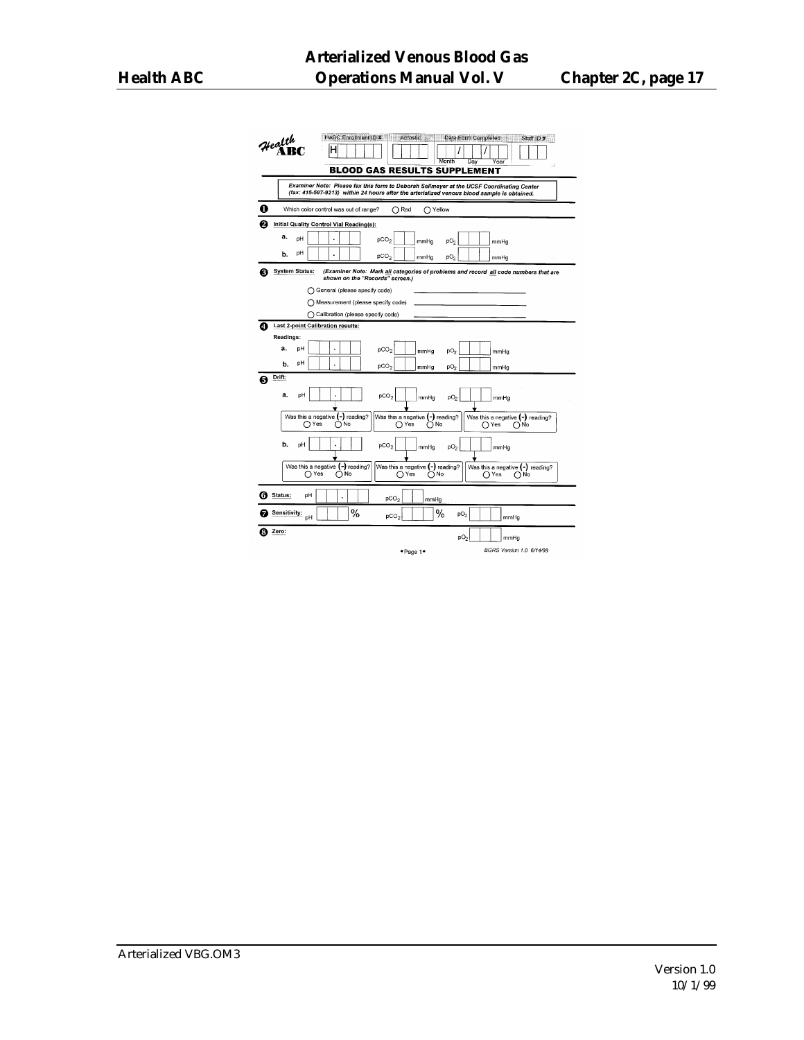Health ABC

**HABC Enrollment ID #** H_ _ _ _ &nbsp;&nbsp; **Acrostic** _ _ _ _ &nbsp;&nbsp; **Date Form Completed** _ _ / _ _ / _ _ (Month Day Year) &nbsp;&nbsp; **Staff ID #** _ _ _

## BLOOD GAS RESULTS SUPPLEMENT

***Examiner Note: Please fax this form to Deborah Sellmeyer at the UCSF Coordinating Center (fax: 415-597-9213) within 24 hours after the arterialized venous blood sample is obtained.***

**1** Which color control was out of range? ◯ Red ◯ Yellow

**2** **Initial Quality Control Vial Reading(s):**

a. pH _ . _ _ _ &nbsp;&nbsp; $pCO_2$ _ _ mmHg &nbsp;&nbsp; $pO_2$ _ _ _ mmHg

b. pH _ . _ _ _ &nbsp;&nbsp; $pCO_2$ _ _ mmHg &nbsp;&nbsp; $pO_2$ _ _ _ mmHg

**3** **System Status:** *(Examiner Note: Mark all categories of problems and record all code numbers that are shown on the "Records" screen.)*

◯ General (please specify code) ____________________

◯ Measurement (please specify code) ____________________

◯ Calibration (please specify code) ____________________

**4** **Last 2-point Calibration results:**

Readings:

a. pH _ . _ _ _ &nbsp;&nbsp; $pCO_2$ _ _ mmHg &nbsp;&nbsp; $pO_2$ _ _ _ mmHg

b. pH _ . _ _ _ &nbsp;&nbsp; $pCO_2$ _ _ mmHg &nbsp;&nbsp; $pO_2$ _ _ _ mmHg

**5** **Drift:**

a. pH _ . _ _ _ &nbsp;&nbsp; $pCO_2$ _ _ mmHg &nbsp;&nbsp; $pO_2$ _ _ _ mmHg

| pH | $pCO_2$ | $pO_2$ |
|---|---|---|
| Was this a negative (-) reading? ◯ Yes ◯ No | Was this a negative (-) reading? ◯ Yes ◯ No | Was this a negative (-) reading? ◯ Yes ◯ No |

b. pH _ . _ _ _ &nbsp;&nbsp; $pCO_2$ _ _ mmHg &nbsp;&nbsp; $pO_2$ _ _ _ mmHg

| pH | $pCO_2$ | $pO_2$ |
|---|---|---|
| Was this a negative (-) reading? ◯ Yes ◯ No | Was this a negative (-) reading? ◯ Yes ◯ No | Was this a negative (-) reading? ◯ Yes ◯ No |

**6** **Status:** pH _ . _ _ _ &nbsp;&nbsp; $pCO_2$ _ _ mmHg

**7** **Sensitivity:** pH _ _ _ % &nbsp;&nbsp; $pCO_2$ _ _ _ % &nbsp;&nbsp; $pO_2$ _ _ _ mmHg

**8** **Zero:** $pO_2$ _ _ _ mmHg

• Page 1 • &nbsp;&nbsp; *BGRS Version 1.0 6/14/99*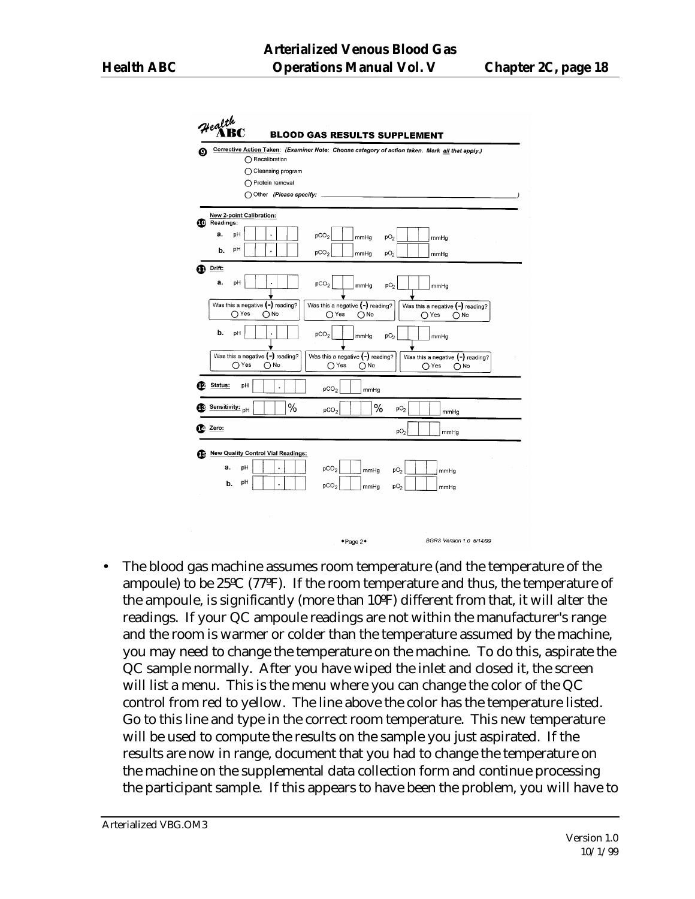## Health ABC BLOOD GAS RESULTS SUPPLEMENT

**9** Corrective Action Taken: *(Examiner Note: Choose category of action taken. Mark all that apply.)*

- ◯ Recalibration
- ◯ Cleansing program
- ◯ Protein removal
- ◯ Other *(Please specify:* _______________________________________________ *)*

---

**10** New 2-point Calibration: Readings:

a. pH [ ][ ].[ ][ ]  $pCO_2$ [ ][ ] mmHg  $pO_2$ [ ][ ][ ] mmHg

b. pH [ ][ ].[ ][ ]  $pCO_2$ [ ][ ] mmHg  $pO_2$ [ ][ ][ ] mmHg

---

**11** Drift:

a. pH [ ][ ].[ ][ ]  $pCO_2$ [ ][ ] mmHg  $pO_2$ [ ][ ][ ] mmHg

| Was this a negative (-) reading? ◯ Yes ◯ No | Was this a negative (-) reading? ◯ Yes ◯ No | Was this a negative (-) reading? ◯ Yes ◯ No |
|---|---|---|

b. pH [ ][ ].[ ][ ]  $pCO_2$ [ ][ ] mmHg  $pO_2$ [ ][ ][ ] mmHg

| Was this a negative (-) reading? ◯ Yes ◯ No | Was this a negative (-) reading? ◯ Yes ◯ No | Was this a negative (-) reading? ◯ Yes ◯ No |
|---|---|---|

---

**12** Status: pH [ ][ ].[ ][ ]  $pCO_2$ [ ][ ] mmHg

---

**13** Sensitivity: pH [ ][ ][ ] %  $pCO_2$ [ ][ ][ ] %  $pO_2$ [ ][ ][ ] mmHg

---

**14** Zero: $pO_2$ [ ][ ][ ] mmHg

---

**15** New Quality Control Vial Readings:

a. pH [ ][ ].[ ][ ]  $pCO_2$ [ ][ ] mmHg  $pO_2$ [ ][ ][ ] mmHg

b. pH [ ][ ].[ ][ ]  $pCO_2$ [ ][ ] mmHg  $pO_2$ [ ][ ][ ] mmHg

◆Page 2◆  BGRS Version 1.0 6/14/99

- The blood gas machine assumes room temperature (and the temperature of the ampoule) to be 25ºC (77ºF). If the room temperature and thus, the temperature of the ampoule, is significantly (more than 10ºF) different from that, it will alter the readings. If your QC ampoule readings are not within the manufacturer's range and the room is warmer or colder than the temperature assumed by the machine, you may need to change the temperature on the machine. To do this, aspirate the QC sample normally. After you have wiped the inlet and closed it, the screen will list a menu. This is the menu where you can change the color of the QC control from red to yellow. The line above the color has the temperature listed. Go to this line and type in the correct room temperature. This new temperature will be used to compute the results on the sample you just aspirated. If the results are now in range, document that you had to change the temperature on the machine on the supplemental data collection form and continue processing the participant sample. If this appears to have been the problem, you will have to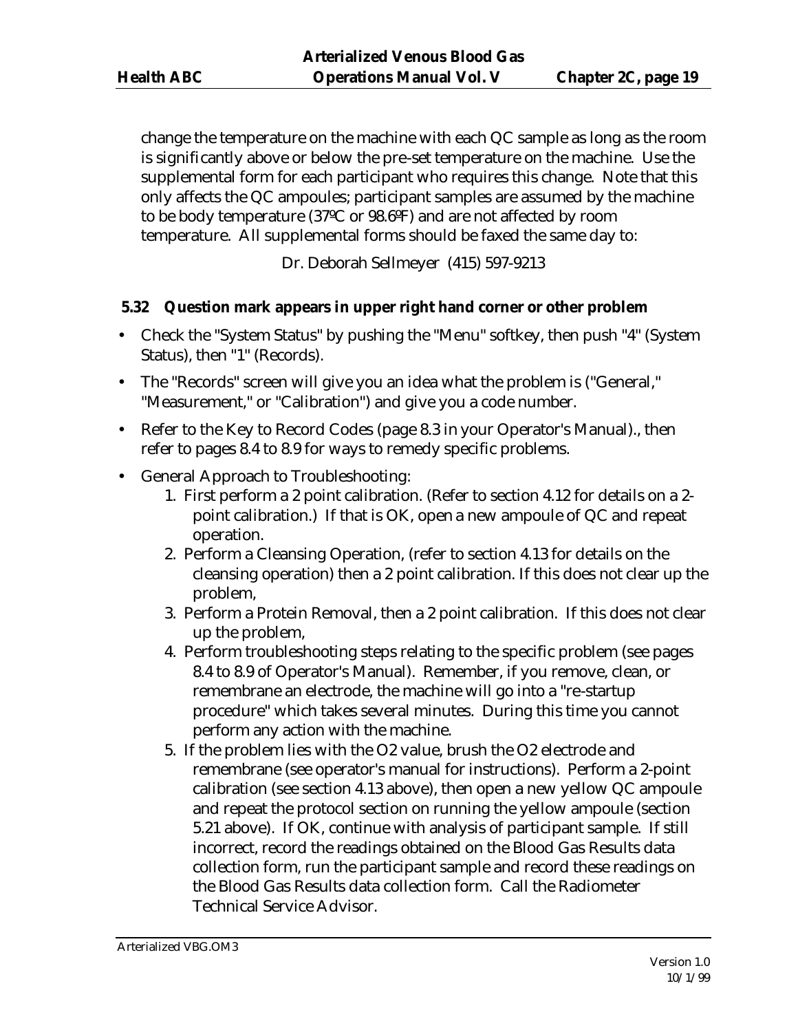change the temperature on the machine with each QC sample as long as the room is significantly above or below the pre-set temperature on the machine. Use the supplemental form for each participant who requires this change. Note that this only affects the QC ampoules; participant samples are assumed by the machine to be body temperature (37ºC or 98.6ºF) and are not affected by room temperature. All supplemental forms should be faxed the same day to:

Dr. Deborah Sellmeyer (415) 597-9213

### 5.32 Question mark appears in upper right hand corner or other problem

- Check the "System Status" by pushing the "Menu" softkey, then push "4" (System Status), then "1" (Records).
- The "Records" screen will give you an idea what the problem is ("General," "Measurement," or "Calibration") and give you a code number.
- Refer to the Key to Record Codes (page 8.3 in your Operator's Manual)., then refer to pages 8.4 to 8.9 for ways to remedy specific problems.
- General Approach to Troubleshooting:
  1. First perform a 2 point calibration. (Refer to section 4.12 for details on a 2-point calibration.) If that is OK, open a new ampoule of QC and repeat operation.
  2. Perform a Cleansing Operation, (refer to section 4.13 for details on the cleansing operation) then a 2 point calibration. If this does not clear up the problem,
  3. Perform a Protein Removal, then a 2 point calibration. If this does not clear up the problem,
  4. Perform troubleshooting steps relating to the specific problem (see pages 8.4 to 8.9 of Operator's Manual). Remember, if you remove, clean, or remembrane an electrode, the machine will go into a "re-startup procedure" which takes several minutes. During this time you cannot perform any action with the machine.
  5. If the problem lies with the O2 value, brush the O2 electrode and remembrane (see operator's manual for instructions). Perform a 2-point calibration (see section 4.13 above), then open a new yellow QC ampoule and repeat the protocol section on running the yellow ampoule (section 5.21 above). If OK, continue with analysis of participant sample. If still incorrect, record the readings obtained on the Blood Gas Results data collection form, run the participant sample and record these readings on the Blood Gas Results data collection form. Call the Radiometer Technical Service Advisor.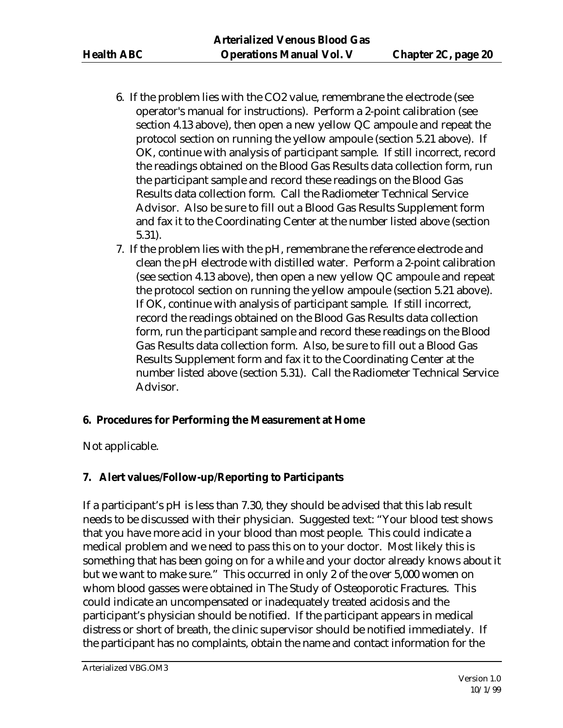6. If the problem lies with the $CO_2$ value, remembrane the electrode (see operator's manual for instructions). Perform a 2-point calibration (see section 4.13 above), then open a new yellow QC ampoule and repeat the protocol section on running the yellow ampoule (section 5.21 above). If OK, continue with analysis of participant sample. If still incorrect, record the readings obtained on the Blood Gas Results data collection form, run the participant sample and record these readings on the Blood Gas Results data collection form. Call the Radiometer Technical Service Advisor. Also be sure to fill out a Blood Gas Results Supplement form and fax it to the Coordinating Center at the number listed above (section 5.31).
7. If the problem lies with the pH, remembrane the reference electrode and clean the pH electrode with distilled water. Perform a 2-point calibration (see section 4.13 above), then open a new yellow QC ampoule and repeat the protocol section on running the yellow ampoule (section 5.21 above). If OK, continue with analysis of participant sample. If still incorrect, record the readings obtained on the Blood Gas Results data collection form, run the participant sample and record these readings on the Blood Gas Results data collection form. Also, be sure to fill out a Blood Gas Results Supplement form and fax it to the Coordinating Center at the number listed above (section 5.31). Call the Radiometer Technical Service Advisor.

## 6. Procedures for Performing the Measurement at Home

Not applicable.

## 7. Alert values/Follow-up/Reporting to Participants

If a participant's pH is less than 7.30, they should be advised that this lab result needs to be discussed with their physician. Suggested text: "Your blood test shows that you have more acid in your blood than most people. This could indicate a medical problem and we need to pass this on to your doctor. Most likely this is something that has been going on for a while and your doctor already knows about it but we want to make sure." This occurred in only 2 of the over 5,000 women on whom blood gasses were obtained in The Study of Osteoporotic Fractures. This could indicate an uncompensated or inadequately treated acidosis and the participant's physician should be notified. If the participant appears in medical distress or short of breath, the clinic supervisor should be notified immediately. If the participant has no complaints, obtain the name and contact information for the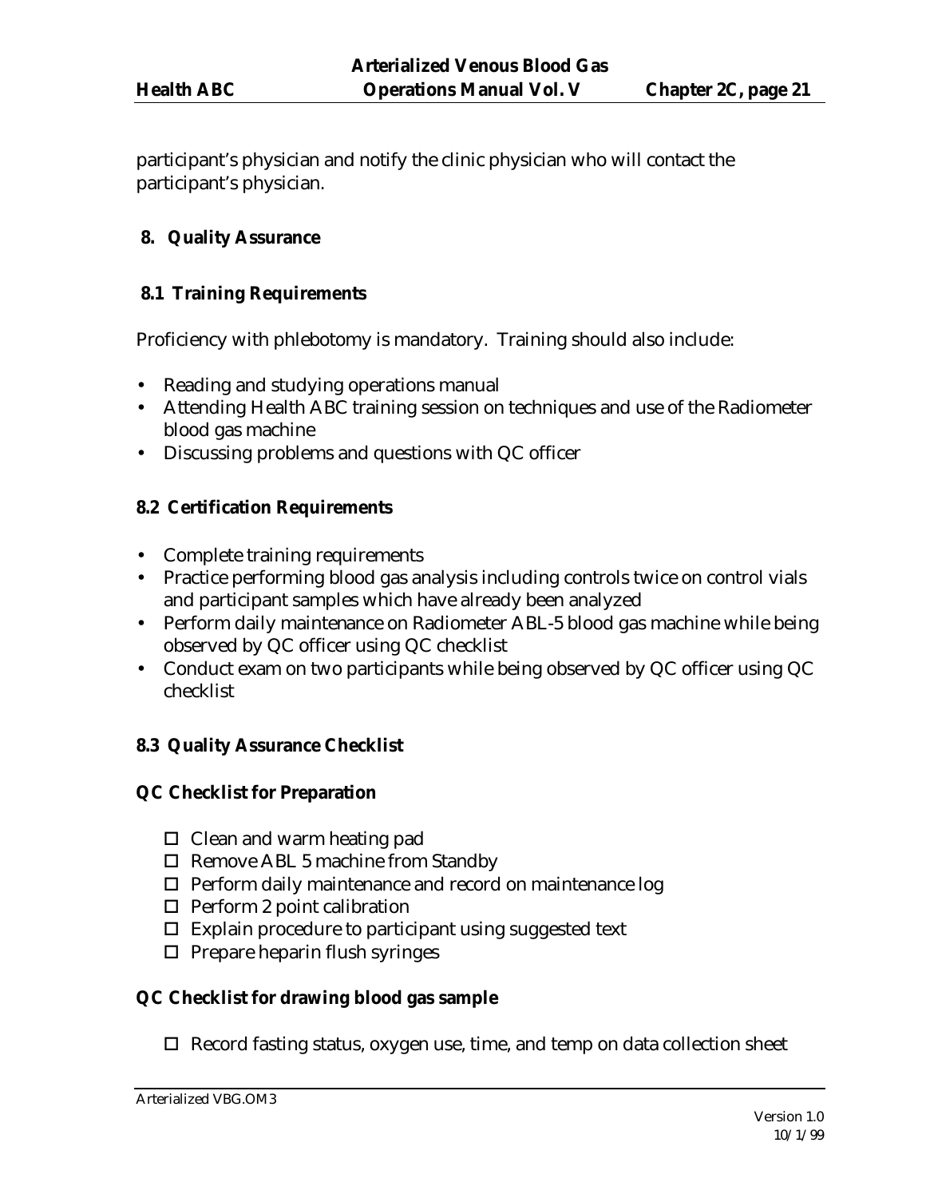participant's physician and notify the clinic physician who will contact the participant's physician.

## 8. Quality Assurance

### 8.1 Training Requirements

Proficiency with phlebotomy is mandatory. Training should also include:

- Reading and studying operations manual
- Attending Health ABC training session on techniques and use of the Radiometer blood gas machine
- Discussing problems and questions with QC officer

### 8.2 Certification Requirements

- Complete training requirements
- Practice performing blood gas analysis including controls twice on control vials and participant samples which have already been analyzed
- Perform daily maintenance on Radiometer ABL-5 blood gas machine while being observed by QC officer using QC checklist
- Conduct exam on two participants while being observed by QC officer using QC checklist

### 8.3 Quality Assurance Checklist

**QC Checklist for Preparation**

- ☐ Clean and warm heating pad
- ☐ Remove ABL 5 machine from Standby
- ☐ Perform daily maintenance and record on maintenance log
- ☐ Perform 2 point calibration
- ☐ Explain procedure to participant using suggested text
- ☐ Prepare heparin flush syringes

**QC Checklist for drawing blood gas sample**

- ☐ Record fasting status, oxygen use, time, and temp on data collection sheet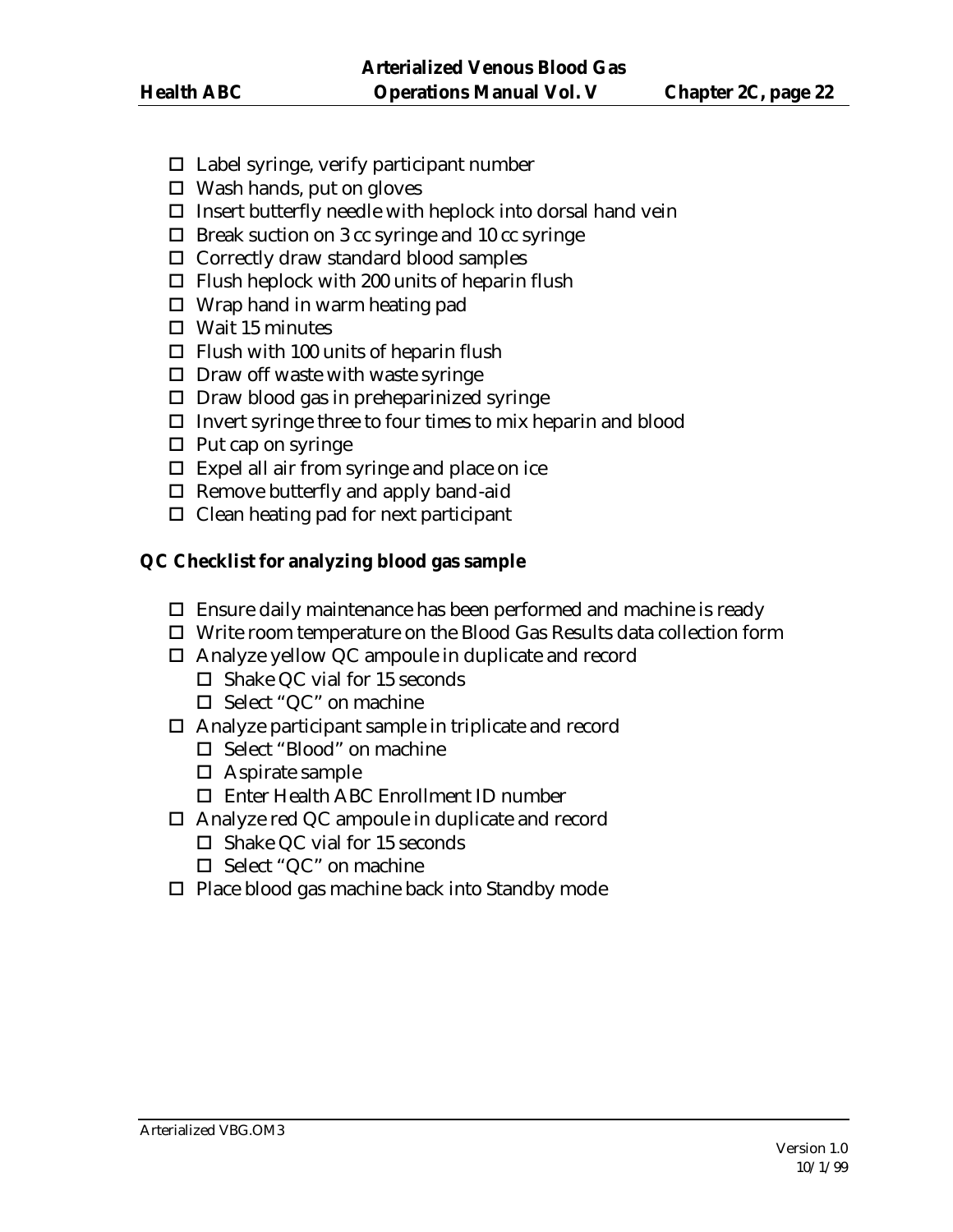- ☐ Label syringe, verify participant number
- ☐ Wash hands, put on gloves
- ☐ Insert butterfly needle with heplock into dorsal hand vein
- ☐ Break suction on 3 cc syringe and 10 cc syringe
- ☐ Correctly draw standard blood samples
- ☐ Flush heplock with 200 units of heparin flush
- ☐ Wrap hand in warm heating pad
- ☐ Wait 15 minutes
- ☐ Flush with 100 units of heparin flush
- ☐ Draw off waste with waste syringe
- ☐ Draw blood gas in preheparinized syringe
- ☐ Invert syringe three to four times to mix heparin and blood
- ☐ Put cap on syringe
- ☐ Expel all air from syringe and place on ice
- ☐ Remove butterfly and apply band-aid
- ☐ Clean heating pad for next participant

**QC Checklist for analyzing blood gas sample**

- ☐ Ensure daily maintenance has been performed and machine is ready
- ☐ Write room temperature on the Blood Gas Results data collection form
- ☐ Analyze yellow QC ampoule in duplicate and record
  - ☐ Shake QC vial for 15 seconds
  - ☐ Select "QC" on machine
- ☐ Analyze participant sample in triplicate and record
  - ☐ Select "Blood" on machine
  - ☐ Aspirate sample
  - ☐ Enter Health ABC Enrollment ID number
- ☐ Analyze red QC ampoule in duplicate and record
  - ☐ Shake QC vial for 15 seconds
  - ☐ Select "QC" on machine
- ☐ Place blood gas machine back into Standby mode